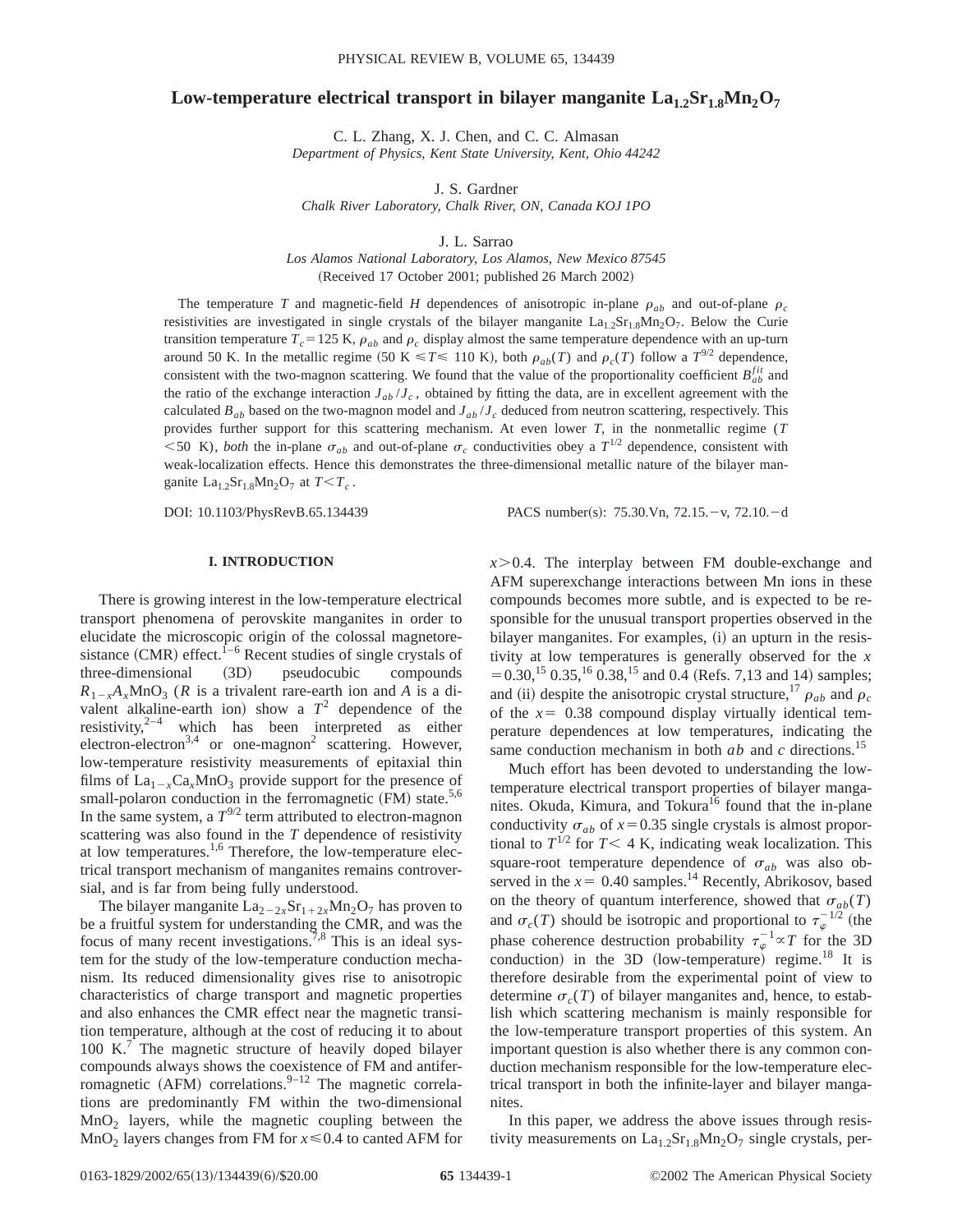# Low-temperature electrical transport in bilayer manganite $La_{1.2}Sr_{1.8}Mn_2O_7$

C. L. Zhang, X. J. Chen, and C. C. Almasan

*Department of Physics, Kent State University, Kent, Ohio 44242*

J. S. Gardner

*Chalk River Laboratory, Chalk River, ON, Canada KOJ 1PO*

J. L. Sarrao

*Los Alamos National Laboratory, Los Alamos, New Mexico 87545*

(Received 17 October 2001; published 26 March 2002)

The temperature $T$ and magnetic-field $H$ dependences of anisotropic in-plane $\rho_{ab}$ and out-of-plane $\rho_c$ resistivities are investigated in single crystals of the bilayer manganite $La_{1.2}Sr_{1.8}Mn_2O_7$. Below the Curie transition temperature $T_c = 125$ K, $\rho_{ab}$ and $\rho_c$ display almost the same temperature dependence with an up-turn around 50 K. In the metallic regime (50 K $\leqslant T \leqslant$ 110 K), both $\rho_{ab}(T)$ and $\rho_c(T)$ follow a $T^{9/2}$ dependence, consistent with the two-magnon scattering. We found that the value of the proportionality coefficient $B_{ab}^{fit}$ and the ratio of the exchange interaction $J_{ab}/J_c$, obtained by fitting the data, are in excellent agreement with the calculated $B_{ab}$ based on the two-magnon model and $J_{ab}/J_c$ deduced from neutron scattering, respectively. This provides further support for this scattering mechanism. At even lower $T$, in the nonmetallic regime ($T < 50$ K), *both* the in-plane $\sigma_{ab}$ and out-of-plane $\sigma_c$ conductivities obey a $T^{1/2}$ dependence, consistent with weak-localization effects. Hence this demonstrates the three-dimensional metallic nature of the bilayer manganite $La_{1.2}Sr_{1.8}Mn_2O_7$ at $T < T_c$.

DOI: 10.1103/PhysRevB.65.134439 PACS number(s): 75.30.Vn, 72.15.−v, 72.10.−d

## I. INTRODUCTION

There is growing interest in the low-temperature electrical transport phenomena of perovskite manganites in order to elucidate the microscopic origin of the colossal magnetoresistance (CMR) effect.[1–6] Recent studies of single crystals of three-dimensional (3D) pseudocubic compounds $R_{1-x}A_xMnO_3$ ($R$ is a trivalent rare-earth ion and $A$ is a divalent alkaline-earth ion) show a $T^2$ dependence of the resistivity,[2–4] which has been interpreted as either electron-electron[3,4] or one-magnon[2] scattering. However, low-temperature resistivity measurements of epitaxial thin films of $La_{1-x}Ca_xMnO_3$ provide support for the presence of small-polaron conduction in the ferromagnetic (FM) state.[5,6] In the same system, a $T^{9/2}$ term attributed to electron-magnon scattering was also found in the $T$ dependence of resistivity at low temperatures.[1,6] Therefore, the low-temperature electrical transport mechanism of manganites remains controversial, and is far from being fully understood.

The bilayer manganite $La_{2-2x}Sr_{1+2x}Mn_2O_7$ has proven to be a fruitful system for understanding the CMR, and was the focus of many recent investigations.[7,8] This is an ideal system for the study of the low-temperature conduction mechanism. Its reduced dimensionality gives rise to anisotropic characteristics of charge transport and magnetic properties and also enhances the CMR effect near the magnetic transition temperature, although at the cost of reducing it to about 100 K.[7] The magnetic structure of heavily doped bilayer compounds always shows the coexistence of FM and antiferromagnetic (AFM) correlations.[9–12] The magnetic correlations are predominantly FM within the two-dimensional $MnO_2$ layers, while the magnetic coupling between the $MnO_2$ layers changes from FM for $x \leqslant 0.4$ to canted AFM for $x > 0.4$. The interplay between FM double-exchange and AFM superexchange interactions between Mn ions in these compounds becomes more subtle, and is expected to be responsible for the unusual transport properties observed in the bilayer manganites. For examples, (i) an upturn in the resistivity at low temperatures is generally observed for the $x = 0.30$,[15] 0.35,[16] 0.38,[15] and 0.4 (Refs. 7,13 and 14) samples; and (ii) despite the anisotropic crystal structure,[17] $\rho_{ab}$ and $\rho_c$ of the $x = 0.38$ compound display virtually identical temperature dependences at low temperatures, indicating the same conduction mechanism in both $ab$ and $c$ directions.[15]

Much effort has been devoted to understanding the low-temperature electrical transport properties of bilayer manganites. Okuda, Kimura, and Tokura[16] found that the in-plane conductivity $\sigma_{ab}$ of $x = 0.35$ single crystals is almost proportional to $T^{1/2}$ for $T < 4$ K, indicating weak localization. This square-root temperature dependence of $\sigma_{ab}$ was also observed in the $x = 0.40$ samples.[14] Recently, Abrikosov, based on the theory of quantum interference, showed that $\sigma_{ab}(T)$ and $\sigma_c(T)$ should be isotropic and proportional to $\tau_\varphi^{-1/2}$ (the phase coherence destruction probability $\tau_\varphi^{-1} \propto T$ for the 3D conduction) in the 3D (low-temperature) regime.[18] It is therefore desirable from the experimental point of view to determine $\sigma_c(T)$ of bilayer manganites and, hence, to establish which scattering mechanism is mainly responsible for the low-temperature transport properties of this system. An important question is also whether there is any common conduction mechanism responsible for the low-temperature electrical transport in both the infinite-layer and bilayer manganites.

In this paper, we address the above issues through resistivity measurements on $La_{1.2}Sr_{1.8}Mn_2O_7$ single crystals, per-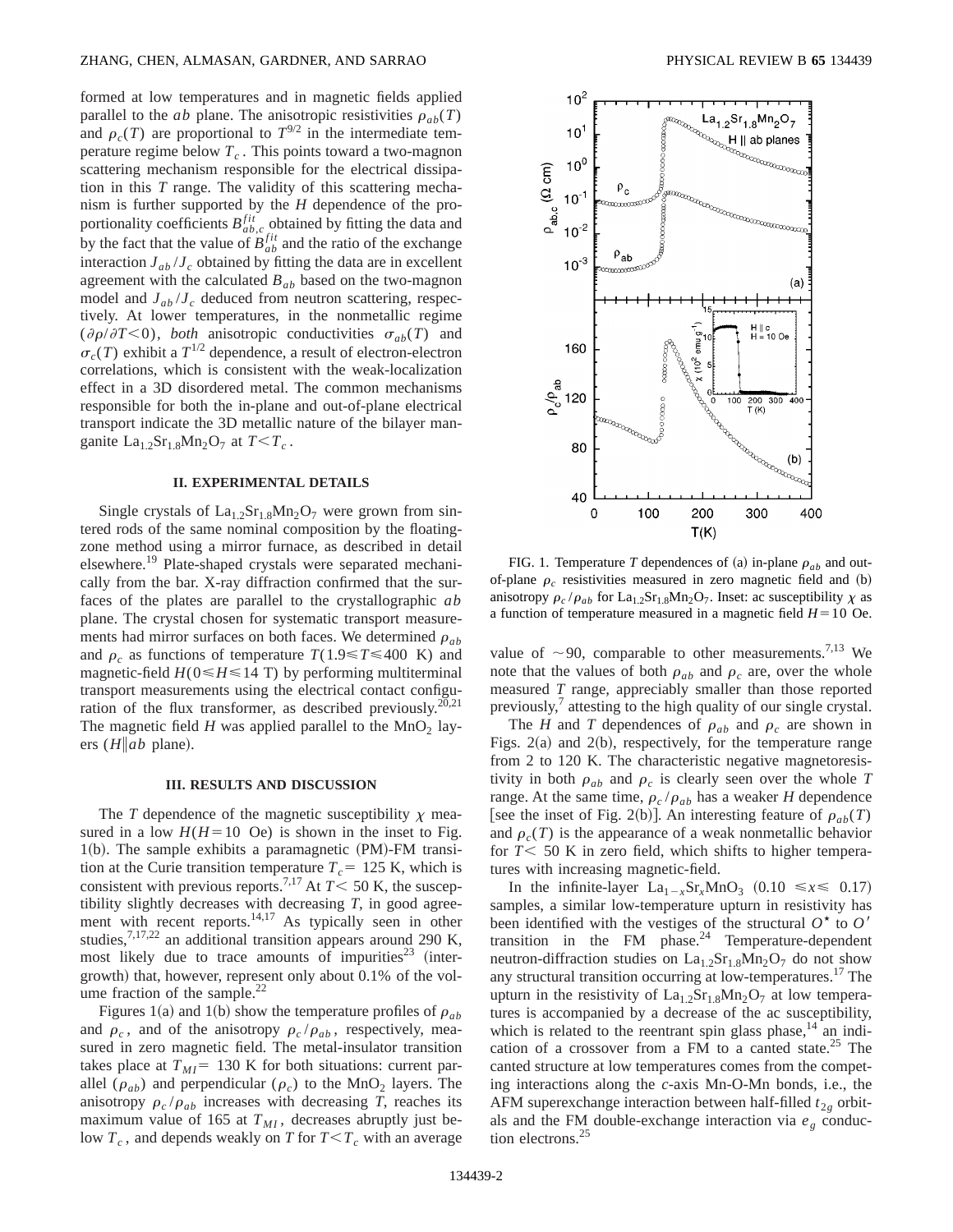formed at low temperatures and in magnetic fields applied parallel to the *ab* plane. The anisotropic resistivities $\rho_{ab}(T)$ and $\rho_c(T)$ are proportional to $T^{9/2}$ in the intermediate temperature regime below $T_c$. This points toward a two-magnon scattering mechanism responsible for the electrical dissipation in this *T* range. The validity of this scattering mechanism is further supported by the *H* dependence of the proportionality coefficients $B^{fit}_{ab,c}$ obtained by fitting the data and by the fact that the value of $B^{fit}_{ab}$ and the ratio of the exchange interaction $J_{ab}/J_c$ obtained by fitting the data are in excellent agreement with the calculated $B_{ab}$ based on the two-magnon model and $J_{ab}/J_c$ deduced from neutron scattering, respectively. At lower temperatures, in the nonmetallic regime ($\partial\rho/\partial T<0$), *both* anisotropic conductivities $\sigma_{ab}(T)$ and $\sigma_c(T)$ exhibit a $T^{1/2}$ dependence, a result of electron-electron correlations, which is consistent with the weak-localization effect in a 3D disordered metal. The common mechanisms responsible for both the in-plane and out-of-plane electrical transport indicate the 3D metallic nature of the bilayer manganite $La_{1.2}Sr_{1.8}Mn_2O_7$ at $T<T_c$.

## II. EXPERIMENTAL DETAILS

Single crystals of $La_{1.2}Sr_{1.8}Mn_2O_7$ were grown from sintered rods of the same nominal composition by the floating-zone method using a mirror furnace, as described in detail elsewhere.[19] Plate-shaped crystals were separated mechanically from the bar. X-ray diffraction confirmed that the surfaces of the plates are parallel to the crystallographic *ab* plane. The crystal chosen for systematic transport measurements had mirror surfaces on both faces. We determined $\rho_{ab}$ and $\rho_c$ as functions of temperature $T(1.9\leqslant T\leqslant 400$ K) and magnetic-field $H(0\leqslant H\leqslant 14$ T) by performing multiterminal transport measurements using the electrical contact configuration of the flux transformer, as described previously.[20,21] The magnetic field *H* was applied parallel to the $MnO_2$ layers ($H\| ab$ plane).

## III. RESULTS AND DISCUSSION

The *T* dependence of the magnetic susceptibility $\chi$ measured in a low $H(H=10$ Oe) is shown in the inset to Fig. 1(b). The sample exhibits a paramagnetic (PM)-FM transition at the Curie transition temperature $T_c=125$ K, which is consistent with previous reports.[7,17] At $T<50$ K, the susceptibility slightly decreases with decreasing *T*, in good agreement with recent reports.[14,17] As typically seen in other studies,[7,17,22] an additional transition appears around 290 K, most likely due to trace amounts of impurities[23] (intergrowth) that, however, represent only about 0.1% of the volume fraction of the sample.[22]

Figures 1(a) and 1(b) show the temperature profiles of $\rho_{ab}$ and $\rho_c$, and of the anisotropy $\rho_c/\rho_{ab}$, respectively, measured in zero magnetic field. The metal-insulator transition takes place at $T_{MI}=130$ K for both situations: current parallel ($\rho_{ab}$) and perpendicular ($\rho_c$) to the $MnO_2$ layers. The anisotropy $\rho_c/\rho_{ab}$ increases with decreasing *T*, reaches its maximum value of 165 at $T_{MI}$, decreases abruptly just below $T_c$, and depends weakly on *T* for $T<T_c$ with an average value of $\sim 90$, comparable to other measurements.[7,13] We note that the values of both $\rho_{ab}$ and $\rho_c$ are, over the whole measured *T* range, appreciably smaller than those reported previously,[7] attesting to the high quality of our single crystal.

FIG. 1. Temperature *T* dependences of (a) in-plane $\rho_{ab}$ and out-of-plane $\rho_c$ resistivities measured in zero magnetic field and (b) anisotropy $\rho_c/\rho_{ab}$ for $La_{1.2}Sr_{1.8}Mn_2O_7$. Inset: ac susceptibility $\chi$ as a function of temperature measured in a magnetic field $H=10$ Oe.

The *H* and *T* dependences of $\rho_{ab}$ and $\rho_c$ are shown in Figs. 2(a) and 2(b), respectively, for the temperature range from 2 to 120 K. The characteristic negative magnetoresistivity in both $\rho_{ab}$ and $\rho_c$ is clearly seen over the whole *T* range. At the same time, $\rho_c/\rho_{ab}$ has a weaker *H* dependence [see the inset of Fig. 2(b)]. An interesting feature of $\rho_{ab}(T)$ and $\rho_c(T)$ is the appearance of a weak nonmetallic behavior for $T<50$ K in zero field, which shifts to higher temperatures with increasing magnetic-field.

In the infinite-layer $La_{1-x}Sr_xMnO_3$ $(0.10\leqslant x\leqslant 0.17)$ samples, a similar low-temperature upturn in resistivity has been identified with the vestiges of the structural $O^{\star}$ to $O'$ transition in the FM phase.[24] Temperature-dependent neutron-diffraction studies on $La_{1.2}Sr_{1.8}Mn_2O_7$ do not show any structural transition occurring at low-temperatures.[17] The upturn in the resistivity of $La_{1.2}Sr_{1.8}Mn_2O_7$ at low temperatures is accompanied by a decrease of the ac susceptibility, which is related to the reentrant spin glass phase,[14] an indication of a crossover from a FM to a canted state.[25] The canted structure at low temperatures comes from the competing interactions along the *c*-axis Mn-O-Mn bonds, i.e., the AFM superexchange interaction between half-filled $t_{2g}$ orbitals and the FM double-exchange interaction via $e_g$ conduction electrons.[25]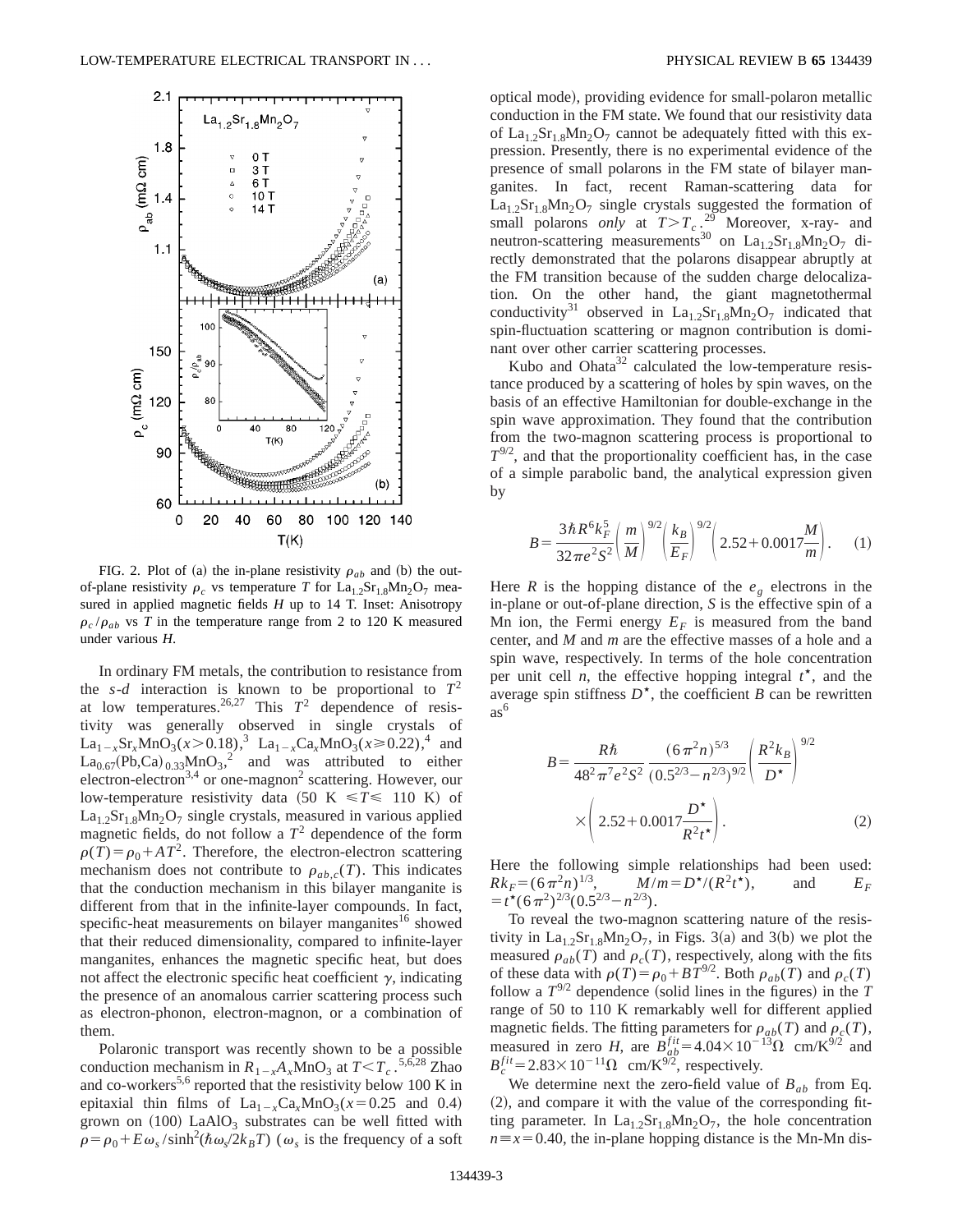FIG. 2. Plot of (a) the in-plane resistivity $\rho_{ab}$ and (b) the out-of-plane resistivity $\rho_c$ vs temperature $T$ for $La_{1.2}Sr_{1.8}Mn_2O_7$ measured in applied magnetic fields $H$ up to 14 T. Inset: Anisotropy $\rho_c/\rho_{ab}$ vs $T$ in the temperature range from 2 to 120 K measured under various $H$.

In ordinary FM metals, the contribution to resistance from the $s$-$d$ interaction is known to be proportional to $T^2$ at low temperatures.[26,27] This $T^2$ dependence of resistivity was generally observed in single crystals of $La_{1-x}Sr_xMnO_3(x>0.18)$,[3] $La_{1-x}Ca_xMnO_3(x\geqslant 0.22)$,[4] and $La_{0.67}(Pb,Ca)_{0.33}MnO_3$,[2] and was attributed to either electron-electron[3,4] or one-magnon[2] scattering. However, our low-temperature resistivity data (50 K $\leqslant T \leqslant$ 110 K) of $La_{1.2}Sr_{1.8}Mn_2O_7$ single crystals, measured in various applied magnetic fields, do not follow a $T^2$ dependence of the form $\rho(T)=\rho_0+AT^2$. Therefore, the electron-electron scattering mechanism does not contribute to $\rho_{ab,c}(T)$. This indicates that the conduction mechanism in this bilayer manganite is different from that in the infinite-layer compounds. In fact, specific-heat measurements on bilayer manganites[16] showed that their reduced dimensionality, compared to infinite-layer manganites, enhances the magnetic specific heat, but does not affect the electronic specific heat coefficient $\gamma$, indicating the presence of an anomalous carrier scattering process such as electron-phonon, electron-magnon, or a combination of them.

Polaronic transport was recently shown to be a possible conduction mechanism in $R_{1-x}A_xMnO_3$ at $T<T_c$.[5,6,28] Zhao and co-workers[5,6] reported that the resistivity below 100 K in epitaxial thin films of $La_{1-x}Ca_xMnO_3(x=0.25$ and $0.4)$ grown on (100) $LaAlO_3$ substrates can be well fitted with $\rho=\rho_0+E\omega_s/\sinh^2(\hbar\omega_s/2k_BT)$ ($\omega_s$ is the frequency of a soft optical mode), providing evidence for small-polaron metallic conduction in the FM state. We found that our resistivity data of $La_{1.2}Sr_{1.8}Mn_2O_7$ cannot be adequately fitted with this expression. Presently, there is no experimental evidence of the presence of small polarons in the FM state of bilayer manganites. In fact, recent Raman-scattering data for $La_{1.2}Sr_{1.8}Mn_2O_7$ single crystals suggested the formation of small polarons *only* at $T>T_c$.[29] Moreover, x-ray- and neutron-scattering measurements[30] on $La_{1.2}Sr_{1.8}Mn_2O_7$ directly demonstrated that the polarons disappear abruptly at the FM transition because of the sudden charge delocalization. On the other hand, the giant magnetothermal conductivity[31] observed in $La_{1.2}Sr_{1.8}Mn_2O_7$ indicated that spin-fluctuation scattering or magnon contribution is dominant over other carrier scattering processes.

Kubo and Ohata[32] calculated the low-temperature resistance produced by a scattering of holes by spin waves, on the basis of an effective Hamiltonian for double-exchange in the spin wave approximation. They found that the contribution from the two-magnon scattering process is proportional to $T^{9/2}$, and that the proportionality coefficient has, in the case of a simple parabolic band, the analytical expression given by

$$B=\frac{3\hbar R^6 k_F^5}{32\pi e^2 S^2}\left(\frac{m}{M}\right)^{9/2}\left(\frac{k_B}{E_F}\right)^{9/2}\left(2.52+0.0017\frac{M}{m}\right). \quad (1)$$

Here $R$ is the hopping distance of the $e_g$ electrons in the in-plane or out-of-plane direction, $S$ is the effective spin of a Mn ion, the Fermi energy $E_F$ is measured from the band center, and $M$ and $m$ are the effective masses of a hole and a spin wave, respectively. In terms of the hole concentration per unit cell $n$, the effective hopping integral $t^\star$, and the average spin stiffness $D^\star$, the coefficient $B$ can be rewritten as[6]

$$B=\frac{R\hbar}{48^2\pi^7 e^2 S^2}\frac{(6\pi^2 n)^{5/3}}{(0.5^{2/3}-n^{2/3})^{9/2}}\left(\frac{R^2 k_B}{D^\star}\right)^{9/2}\times\left(2.52+0.0017\frac{D^\star}{R^2 t^\star}\right). \quad (2)$$

Here the following simple relationships had been used: $Rk_F=(6\pi^2 n)^{1/3}$, $M/m=D^\star/(R^2 t^\star)$, and $E_F=t^\star(6\pi^2)^{2/3}(0.5^{2/3}-n^{2/3})$.

To reveal the two-magnon scattering nature of the resistivity in $La_{1.2}Sr_{1.8}Mn_2O_7$, in Figs. 3(a) and 3(b) we plot the measured $\rho_{ab}(T)$ and $\rho_c(T)$, respectively, along with the fits of these data with $\rho(T)=\rho_0+BT^{9/2}$. Both $\rho_{ab}(T)$ and $\rho_c(T)$ follow a $T^{9/2}$ dependence (solid lines in the figures) in the $T$ range of 50 to 110 K remarkably well for different applied magnetic fields. The fitting parameters for $\rho_{ab}(T)$ and $\rho_c(T)$, measured in zero $H$, are $B_{ab}^{fit}=4.04\times10^{-13}\Omega$ cm/K$^{9/2}$ and $B_c^{fit}=2.83\times10^{-11}\Omega$ cm/K$^{9/2}$, respectively.

We determine next the zero-field value of $B_{ab}$ from Eq. (2), and compare it with the value of the corresponding fitting parameter. In $La_{1.2}Sr_{1.8}Mn_2O_7$, the hole concentration $n\equiv x=0.40$, the in-plane hopping distance is the Mn-Mn dis-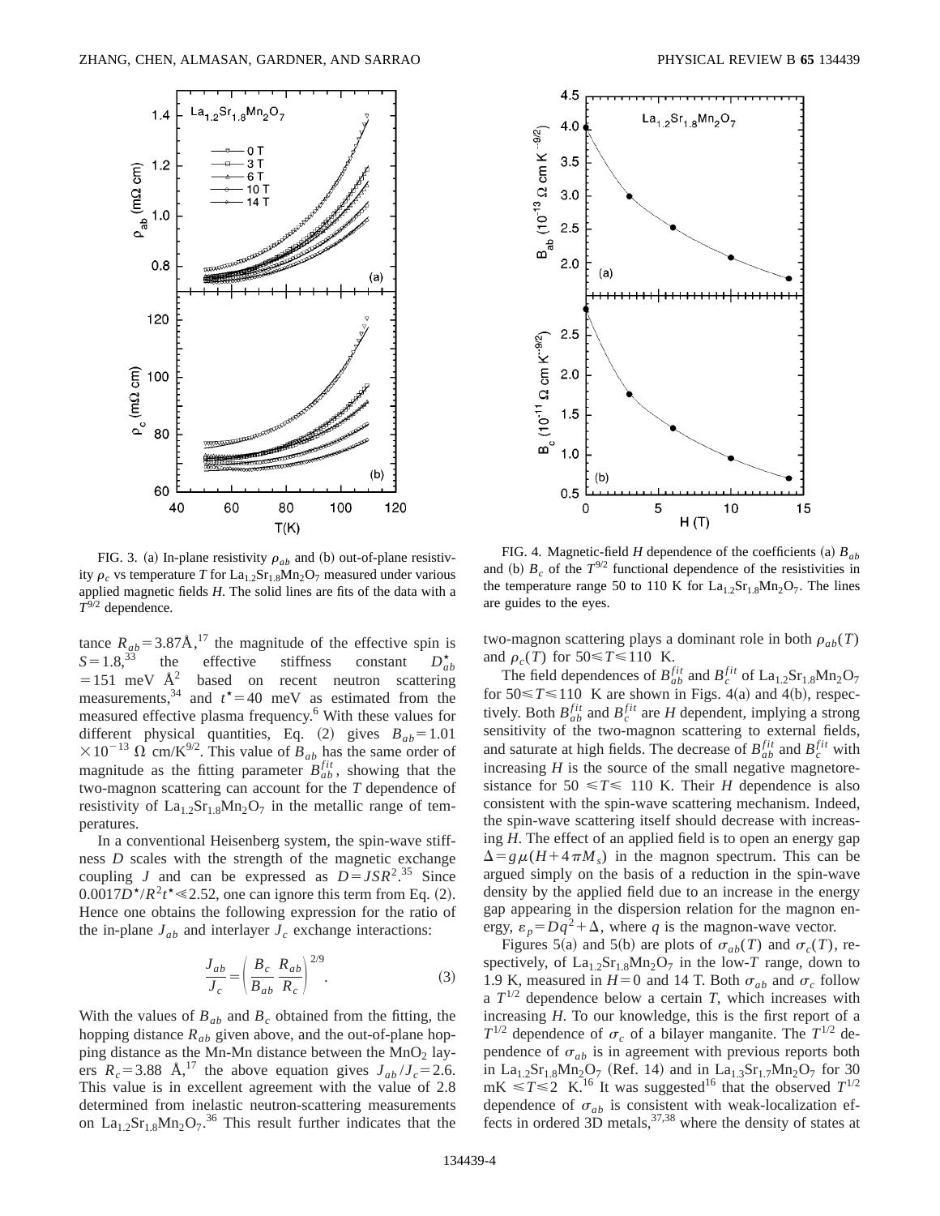FIG. 3. (a) In-plane resistivity $\rho_{ab}$ and (b) out-of-plane resistivity $\rho_c$ vs temperature $T$ for $La_{1.2}Sr_{1.8}Mn_2O_7$ measured under various applied magnetic fields $H$. The solid lines are fits of the data with a $T^{9/2}$ dependence.

FIG. 4. Magnetic-field $H$ dependence of the coefficients (a) $B_{ab}$ and (b) $B_c$ of the $T^{9/2}$ functional dependence of the resistivities in the temperature range 50 to 110 K for $La_{1.2}Sr_{1.8}Mn_2O_7$. The lines are guides to the eyes.

tance $R_{ab}=3.87$Å,[17] the magnitude of the effective spin is $S=1.8$,[33] the effective stiffness constant $D^{\star}_{ab}=151$ meV Å$^2$ based on recent neutron scattering measurements,[34] and $t^{\star}=40$ meV as estimated from the measured effective plasma frequency.[6] With these values for different physical quantities, Eq. (2) gives $B_{ab}=1.01\times10^{-13}$ Ω cm/K$^{9/2}$. This value of $B_{ab}$ has the same order of magnitude as the fitting parameter $B^{fit}_{ab}$, showing that the two-magnon scattering can account for the $T$ dependence of resistivity of $La_{1.2}Sr_{1.8}Mn_2O_7$ in the metallic range of temperatures.

In a conventional Heisenberg system, the spin-wave stiffness $D$ scales with the strength of the magnetic exchange coupling $J$ and can be expressed as $D=JSR^2$.[35] Since $0.0017D^{\star}/R^2t^{\star}\ll2.52$, one can ignore this term from Eq. (2). Hence one obtains the following expression for the ratio of the in-plane $J_{ab}$ and interlayer $J_c$ exchange interactions:

$$\frac{J_{ab}}{J_c}=\left(\frac{B_c}{B_{ab}}\frac{R_{ab}}{R_c}\right)^{2/9}. \tag{3}$$

With the values of $B_{ab}$ and $B_c$ obtained from the fitting, the hopping distance $R_{ab}$ given above, and the out-of-plane hopping distance as the Mn-Mn distance between the $MnO_2$ layers $R_c=3.88$ Å,[17] the above equation gives $J_{ab}/J_c=2.6$. This value is in excellent agreement with the value of 2.8 determined from inelastic neutron-scattering measurements on $La_{1.2}Sr_{1.8}Mn_2O_7$.[36] This result further indicates that the two-magnon scattering plays a dominant role in both $\rho_{ab}(T)$ and $\rho_c(T)$ for $50\leqslant T\leqslant110$ K.

The field dependences of $B^{fit}_{ab}$ and $B^{fit}_c$ of $La_{1.2}Sr_{1.8}Mn_2O_7$ for $50\leqslant T\leqslant110$ K are shown in Figs. 4(a) and 4(b), respectively. Both $B^{fit}_{ab}$ and $B^{fit}_c$ are $H$ dependent, implying a strong sensitivity of the two-magnon scattering to external fields, and saturate at high fields. The decrease of $B^{fit}_{ab}$ and $B^{fit}_c$ with increasing $H$ is the source of the small negative magnetoresistance for $50\leqslant T\leqslant110$ K. Their $H$ dependence is also consistent with the spin-wave scattering mechanism. Indeed, the spin-wave scattering itself should decrease with increasing $H$. The effect of an applied field is to open an energy gap $\Delta=g\mu(H+4\pi M_s)$ in the magnon spectrum. This can be argued simply on the basis of a reduction in the spin-wave density by the applied field due to an increase in the energy gap appearing in the dispersion relation for the magnon energy, $\varepsilon_p=Dq^2+\Delta$, where $q$ is the magnon-wave vector.

Figures 5(a) and 5(b) are plots of $\sigma_{ab}(T)$ and $\sigma_c(T)$, respectively, of $La_{1.2}Sr_{1.8}Mn_2O_7$ in the low-$T$ range, down to 1.9 K, measured in $H=0$ and 14 T. Both $\sigma_{ab}$ and $\sigma_c$ follow a $T^{1/2}$ dependence below a certain $T$, which increases with increasing $H$. To our knowledge, this is the first report of a $T^{1/2}$ dependence of $\sigma_c$ of a bilayer manganite. The $T^{1/2}$ dependence of $\sigma_{ab}$ is in agreement with previous reports both in $La_{1.2}Sr_{1.8}Mn_2O_7$ (Ref. 14) and in $La_{1.3}Sr_{1.7}Mn_2O_7$ for 30 mK $\leqslant T\leqslant2$ K.[16] It was suggested[16] that the observed $T^{1/2}$ dependence of $\sigma_{ab}$ is consistent with weak-localization effects in ordered 3D metals,[37,38] where the density of states at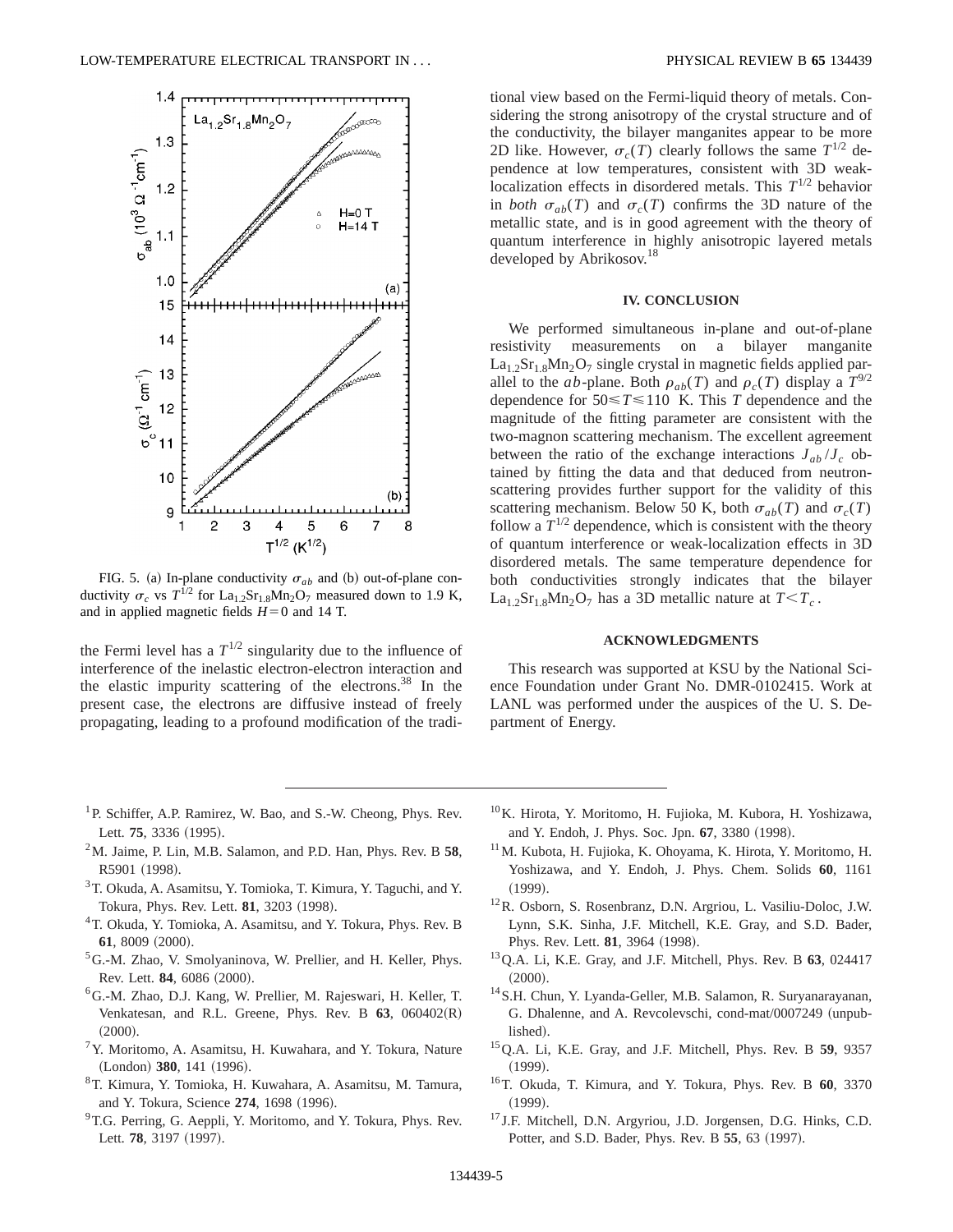FIG. 5. (a) In-plane conductivity $\sigma_{ab}$ and (b) out-of-plane conductivity $\sigma_c$ vs $T^{1/2}$ for $La_{1.2}Sr_{1.8}Mn_2O_7$ measured down to 1.9 K, and in applied magnetic fields $H=0$ and 14 T.

the Fermi level has a $T^{1/2}$ singularity due to the influence of interference of the inelastic electron-electron interaction and the elastic impurity scattering of the electrons.[38] In the present case, the electrons are diffusive instead of freely propagating, leading to a profound modification of the traditional view based on the Fermi-liquid theory of metals. Considering the strong anisotropy of the crystal structure and of the conductivity, the bilayer manganites appear to be more 2D like. However, $\sigma_c(T)$ clearly follows the same $T^{1/2}$ dependence at low temperatures, consistent with 3D weak-localization effects in disordered metals. This $T^{1/2}$ behavior in *both* $\sigma_{ab}(T)$ and $\sigma_c(T)$ confirms the 3D nature of the metallic state, and is in good agreement with the theory of quantum interference in highly anisotropic layered metals developed by Abrikosov.[18]

## IV. CONCLUSION

We performed simultaneous in-plane and out-of-plane resistivity measurements on a bilayer manganite $La_{1.2}Sr_{1.8}Mn_2O_7$ single crystal in magnetic fields applied parallel to the $ab$-plane. Both $\rho_{ab}(T)$ and $\rho_c(T)$ display a $T^{9/2}$ dependence for $50 \leqslant T \leqslant 110$ K. This $T$ dependence and the magnitude of the fitting parameter are consistent with the two-magnon scattering mechanism. The excellent agreement between the ratio of the exchange interactions $J_{ab}/J_c$ obtained by fitting the data and that deduced from neutron-scattering provides further support for the validity of this scattering mechanism. Below 50 K, both $\sigma_{ab}(T)$ and $\sigma_c(T)$ follow a $T^{1/2}$ dependence, which is consistent with the theory of quantum interference or weak-localization effects in 3D disordered metals. The same temperature dependence for both conductivities strongly indicates that the bilayer $La_{1.2}Sr_{1.8}Mn_2O_7$ has a 3D metallic nature at $T<T_c$.

## ACKNOWLEDGMENTS

This research was supported at KSU by the National Science Foundation under Grant No. DMR-0102415. Work at LANL was performed under the auspices of the U. S. Department of Energy.

---

[1] P. Schiffer, A.P. Ramirez, W. Bao, and S.-W. Cheong, Phys. Rev. Lett. **75**, 3336 (1995).

[2] M. Jaime, P. Lin, M.B. Salamon, and P.D. Han, Phys. Rev. B **58**, R5901 (1998).

[3] T. Okuda, A. Asamitsu, Y. Tomioka, T. Kimura, Y. Taguchi, and Y. Tokura, Phys. Rev. Lett. **81**, 3203 (1998).

[4] T. Okuda, Y. Tomioka, A. Asamitsu, and Y. Tokura, Phys. Rev. B **61**, 8009 (2000).

[5] G.-M. Zhao, V. Smolyaninova, W. Prellier, and H. Keller, Phys. Rev. Lett. **84**, 6086 (2000).

[6] G.-M. Zhao, D.J. Kang, W. Prellier, M. Rajeswari, H. Keller, T. Venkatesan, and R.L. Greene, Phys. Rev. B **63**, 060402(R) (2000).

[7] Y. Moritomo, A. Asamitsu, H. Kuwahara, and Y. Tokura, Nature (London) **380**, 141 (1996).

[8] T. Kimura, Y. Tomioka, H. Kuwahara, A. Asamitsu, M. Tamura, and Y. Tokura, Science **274**, 1698 (1996).

[9] T.G. Perring, G. Aeppli, Y. Moritomo, and Y. Tokura, Phys. Rev. Lett. **78**, 3197 (1997).

[10] K. Hirota, Y. Moritomo, H. Fujioka, M. Kubora, H. Yoshizawa, and Y. Endoh, J. Phys. Soc. Jpn. **67**, 3380 (1998).

[11] M. Kubota, H. Fujioka, K. Ohoyama, K. Hirota, Y. Moritomo, H. Yoshizawa, and Y. Endoh, J. Phys. Chem. Solids **60**, 1161 (1999).

[12] R. Osborn, S. Rosenbranz, D.N. Argriou, L. Vasiliu-Doloc, J.W. Lynn, S.K. Sinha, J.F. Mitchell, K.E. Gray, and S.D. Bader, Phys. Rev. Lett. **81**, 3964 (1998).

[13] Q.A. Li, K.E. Gray, and J.F. Mitchell, Phys. Rev. B **63**, 024417 (2000).

[14] S.H. Chun, Y. Lyanda-Geller, M.B. Salamon, R. Suryanarayanan, G. Dhalenne, and A. Revcolevschi, cond-mat/0007249 (unpublished).

[15] Q.A. Li, K.E. Gray, and J.F. Mitchell, Phys. Rev. B **59**, 9357 (1999).

[16] T. Okuda, T. Kimura, and Y. Tokura, Phys. Rev. B **60**, 3370 (1999).

[17] J.F. Mitchell, D.N. Argyriou, J.D. Jorgensen, D.G. Hinks, C.D. Potter, and S.D. Bader, Phys. Rev. B **55**, 63 (1997).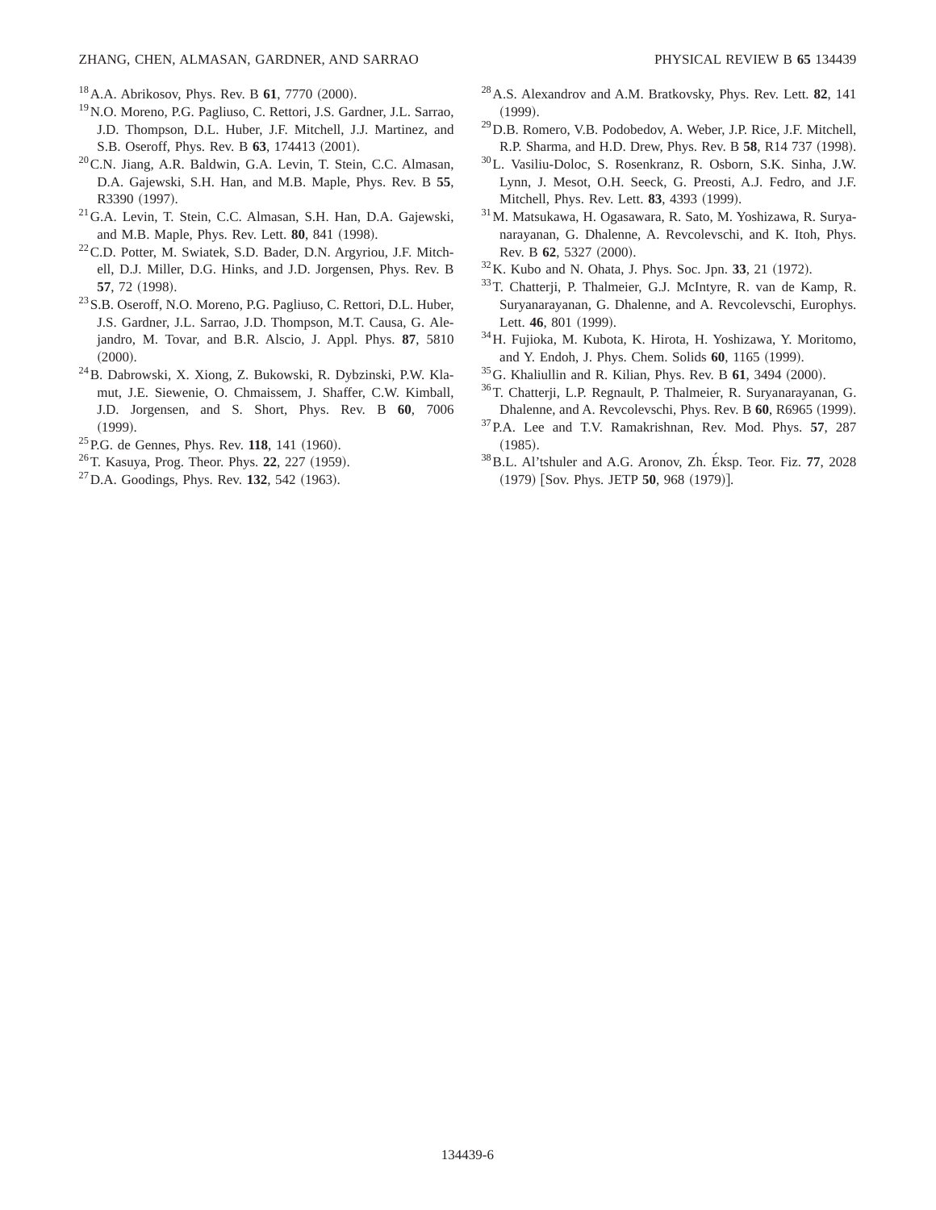[18] A.A. Abrikosov, Phys. Rev. B **61**, 7770 (2000).

[19] N.O. Moreno, P.G. Pagliuso, C. Rettori, J.S. Gardner, J.L. Sarrao, J.D. Thompson, D.L. Huber, J.F. Mitchell, J.J. Martinez, and S.B. Oseroff, Phys. Rev. B **63**, 174413 (2001).

[20] C.N. Jiang, A.R. Baldwin, G.A. Levin, T. Stein, C.C. Almasan, D.A. Gajewski, S.H. Han, and M.B. Maple, Phys. Rev. B **55**, R3390 (1997).

[21] G.A. Levin, T. Stein, C.C. Almasan, S.H. Han, D.A. Gajewski, and M.B. Maple, Phys. Rev. Lett. **80**, 841 (1998).

[22] C.D. Potter, M. Swiatek, S.D. Bader, D.N. Argyriou, J.F. Mitchell, D.J. Miller, D.G. Hinks, and J.D. Jorgensen, Phys. Rev. B **57**, 72 (1998).

[23] S.B. Oseroff, N.O. Moreno, P.G. Pagliuso, C. Rettori, D.L. Huber, J.S. Gardner, J.L. Sarrao, J.D. Thompson, M.T. Causa, G. Alejandro, M. Tovar, and B.R. Alscio, J. Appl. Phys. **87**, 5810 (2000).

[24] B. Dabrowski, X. Xiong, Z. Bukowski, R. Dybzinski, P.W. Klamut, J.E. Siewenie, O. Chmaissem, J. Shaffer, C.W. Kimball, J.D. Jorgensen, and S. Short, Phys. Rev. B **60**, 7006 (1999).

[25] P.G. de Gennes, Phys. Rev. **118**, 141 (1960).

[26] T. Kasuya, Prog. Theor. Phys. **22**, 227 (1959).

[27] D.A. Goodings, Phys. Rev. **132**, 542 (1963).

[28] A.S. Alexandrov and A.M. Bratkovsky, Phys. Rev. Lett. **82**, 141 (1999).

[29] D.B. Romero, V.B. Podobedov, A. Weber, J.P. Rice, J.F. Mitchell, R.P. Sharma, and H.D. Drew, Phys. Rev. B **58**, R14 737 (1998).

[30] L. Vasiliu-Doloc, S. Rosenkranz, R. Osborn, S.K. Sinha, J.W. Lynn, J. Mesot, O.H. Seeck, G. Preosti, A.J. Fedro, and J.F. Mitchell, Phys. Rev. Lett. **83**, 4393 (1999).

[31] M. Matsukawa, H. Ogasawara, R. Sato, M. Yoshizawa, R. Suryanarayanan, G. Dhalenne, A. Revcolevschi, and K. Itoh, Phys. Rev. B **62**, 5327 (2000).

[32] K. Kubo and N. Ohata, J. Phys. Soc. Jpn. **33**, 21 (1972).

[33] T. Chatterji, P. Thalmeier, G.J. McIntyre, R. van de Kamp, R. Suryanarayanan, G. Dhalenne, and A. Revcolevschi, Europhys. Lett. **46**, 801 (1999).

[34] H. Fujioka, M. Kubota, K. Hirota, H. Yoshizawa, Y. Moritomo, and Y. Endoh, J. Phys. Chem. Solids **60**, 1165 (1999).

[35] G. Khaliullin and R. Kilian, Phys. Rev. B **61**, 3494 (2000).

[36] T. Chatterji, L.P. Regnault, P. Thalmeier, R. Suryanarayanan, G. Dhalenne, and A. Revcolevschi, Phys. Rev. B **60**, R6965 (1999).

[37] P.A. Lee and T.V. Ramakrishnan, Rev. Mod. Phys. **57**, 287 (1985).

[38] B.L. Al'tshuler and A.G. Aronov, Zh. Éksp. Teor. Fiz. **77**, 2028 (1979) [Sov. Phys. JETP **50**, 968 (1979)].